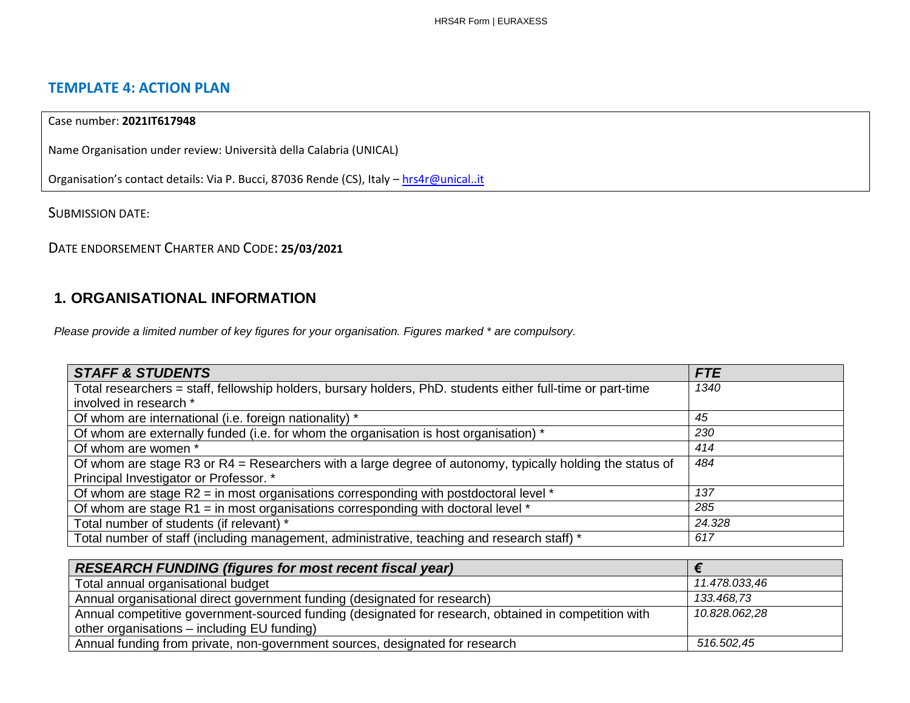## TEMPLATE 4: ACTION PLAN

Case number: **2021IT617948**

Name Organisation under review: Università della Calabria (UNICAL)

Organisation's contact details: Via P. Bucci, 87036 Rende (CS), Italy – hrs4r@unical..it

SUBMISSION DATE:

DATE ENDORSEMENT CHARTER AND CODE: **25/03/2021**

# 1. ORGANISATIONAL INFORMATION

*Please provide a limited number of key figures for your organisation. Figures marked * are compulsory.*

| ***STAFF & STUDENTS*** | ***FTE*** |
|---|---|
| Total researchers = staff, fellowship holders, bursary holders, PhD. students either full-time or part-time involved in research * | *1340* |
| Of whom are international (i.e. foreign nationality) * | *45* |
| Of whom are externally funded (i.e. for whom the organisation is host organisation) * | *230* |
| Of whom are women * | *414* |
| Of whom are stage R3 or R4 = Researchers with a large degree of autonomy, typically holding the status of Principal Investigator or Professor. * | *484* |
| Of whom are stage R2 = in most organisations corresponding with postdoctoral level * | *137* |
| Of whom are stage R1 = in most organisations corresponding with doctoral level * | *285* |
| Total number of students (if relevant) * | *24.328* |
| Total number of staff (including management, administrative, teaching and research staff) * | *617* |

| ***RESEARCH FUNDING (figures for most recent fiscal year)*** | ***€*** |
|---|---|
| Total annual organisational budget | *11.478.033,46* |
| Annual organisational direct government funding (designated for research) | *133.468,73* |
| Annual competitive government-sourced funding (designated for research, obtained in competition with other organisations – including EU funding) | *10.828.062,28* |
| Annual funding from private, non-government sources, designated for research | *516.502,45* |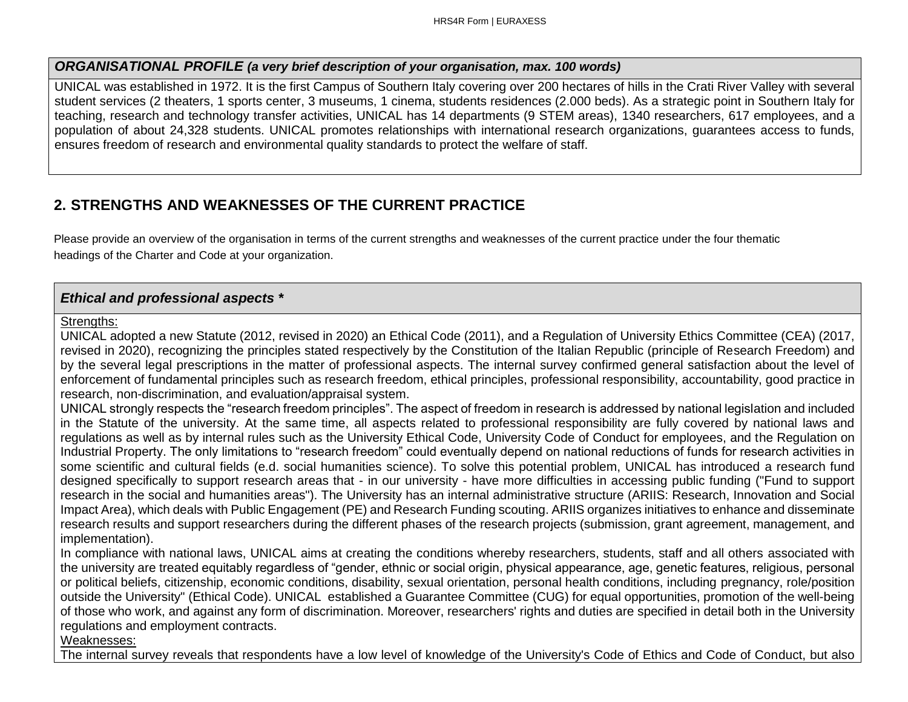### *ORGANISATIONAL PROFILE (a very brief description of your organisation, max. 100 words)*

UNICAL was established in 1972. It is the first Campus of Southern Italy covering over 200 hectares of hills in the Crati River Valley with several student services (2 theaters, 1 sports center, 3 museums, 1 cinema, students residences (2.000 beds). As a strategic point in Southern Italy for teaching, research and technology transfer activities, UNICAL has 14 departments (9 STEM areas), 1340 researchers, 617 employees, and a population of about 24,328 students. UNICAL promotes relationships with international research organizations, guarantees access to funds, ensures freedom of research and environmental quality standards to protect the welfare of staff.

## 2. STRENGTHS AND WEAKNESSES OF THE CURRENT PRACTICE

Please provide an overview of the organisation in terms of the current strengths and weaknesses of the current practice under the four thematic headings of the Charter and Code at your organization.

### *Ethical and professional aspects **

Strengths:

UNICAL adopted a new Statute (2012, revised in 2020) an Ethical Code (2011), and a Regulation of University Ethics Committee (CEA) (2017, revised in 2020), recognizing the principles stated respectively by the Constitution of the Italian Republic (principle of Research Freedom) and by the several legal prescriptions in the matter of professional aspects. The internal survey confirmed general satisfaction about the level of enforcement of fundamental principles such as research freedom, ethical principles, professional responsibility, accountability, good practice in research, non-discrimination, and evaluation/appraisal system.

UNICAL strongly respects the “research freedom principles”. The aspect of freedom in research is addressed by national legislation and included in the Statute of the university. At the same time, all aspects related to professional responsibility are fully covered by national laws and regulations as well as by internal rules such as the University Ethical Code, University Code of Conduct for employees, and the Regulation on Industrial Property. The only limitations to “research freedom” could eventually depend on national reductions of funds for research activities in some scientific and cultural fields (e.d. social humanities science). To solve this potential problem, UNICAL has introduced a research fund designed specifically to support research areas that - in our university - have more difficulties in accessing public funding ("Fund to support research in the social and humanities areas"). The University has an internal administrative structure (ARIIS: Research, Innovation and Social Impact Area), which deals with Public Engagement (PE) and Research Funding scouting. ARIIS organizes initiatives to enhance and disseminate research results and support researchers during the different phases of the research projects (submission, grant agreement, management, and implementation).

In compliance with national laws, UNICAL aims at creating the conditions whereby researchers, students, staff and all others associated with the university are treated equitably regardless of “gender, ethnic or social origin, physical appearance, age, genetic features, religious, personal or political beliefs, citizenship, economic conditions, disability, sexual orientation, personal health conditions, including pregnancy, role/position outside the University" (Ethical Code). UNICAL established a Guarantee Committee (CUG) for equal opportunities, promotion of the well-being of those who work, and against any form of discrimination. Moreover, researchers' rights and duties are specified in detail both in the University regulations and employment contracts.

Weaknesses:

The internal survey reveals that respondents have a low level of knowledge of the University's Code of Ethics and Code of Conduct, but also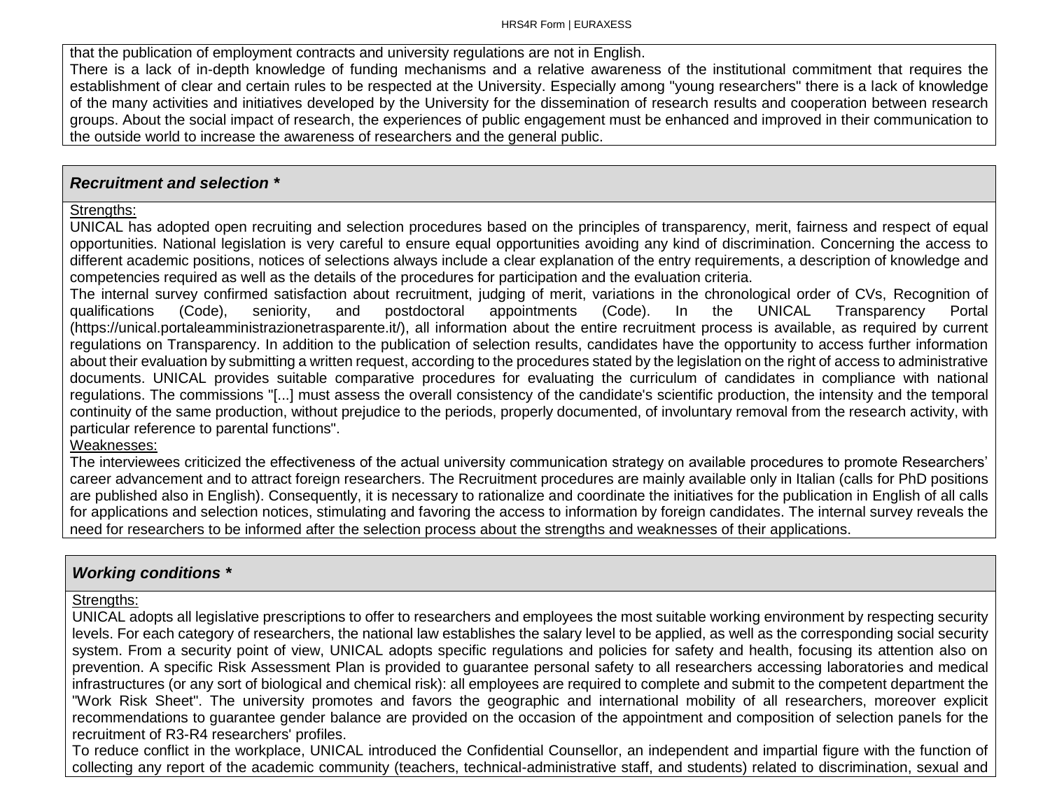that the publication of employment contracts and university regulations are not in English.

There is a lack of in-depth knowledge of funding mechanisms and a relative awareness of the institutional commitment that requires the establishment of clear and certain rules to be respected at the University. Especially among "young researchers" there is a lack of knowledge of the many activities and initiatives developed by the University for the dissemination of research results and cooperation between research groups. About the social impact of research, the experiences of public engagement must be enhanced and improved in their communication to the outside world to increase the awareness of researchers and the general public.

### *Recruitment and selection **

Strengths:

UNICAL has adopted open recruiting and selection procedures based on the principles of transparency, merit, fairness and respect of equal opportunities. National legislation is very careful to ensure equal opportunities avoiding any kind of discrimination. Concerning the access to different academic positions, notices of selections always include a clear explanation of the entry requirements, a description of knowledge and competencies required as well as the details of the procedures for participation and the evaluation criteria.

The internal survey confirmed satisfaction about recruitment, judging of merit, variations in the chronological order of CVs, Recognition of qualifications (Code), seniority, and postdoctoral appointments (Code). In the UNICAL Transparency Portal (https://unical.portaleamministrazionetrasparente.it/), all information about the entire recruitment process is available, as required by current regulations on Transparency. In addition to the publication of selection results, candidates have the opportunity to access further information about their evaluation by submitting a written request, according to the procedures stated by the legislation on the right of access to administrative documents. UNICAL provides suitable comparative procedures for evaluating the curriculum of candidates in compliance with national regulations. The commissions "[...] must assess the overall consistency of the candidate's scientific production, the intensity and the temporal continuity of the same production, without prejudice to the periods, properly documented, of involuntary removal from the research activity, with particular reference to parental functions".

Weaknesses:

The interviewees criticized the effectiveness of the actual university communication strategy on available procedures to promote Researchers' career advancement and to attract foreign researchers. The Recruitment procedures are mainly available only in Italian (calls for PhD positions are published also in English). Consequently, it is necessary to rationalize and coordinate the initiatives for the publication in English of all calls for applications and selection notices, stimulating and favoring the access to information by foreign candidates. The internal survey reveals the need for researchers to be informed after the selection process about the strengths and weaknesses of their applications.

### *Working conditions **

Strengths:

UNICAL adopts all legislative prescriptions to offer to researchers and employees the most suitable working environment by respecting security levels. For each category of researchers, the national law establishes the salary level to be applied, as well as the corresponding social security system. From a security point of view, UNICAL adopts specific regulations and policies for safety and health, focusing its attention also on prevention. A specific Risk Assessment Plan is provided to guarantee personal safety to all researchers accessing laboratories and medical infrastructures (or any sort of biological and chemical risk): all employees are required to complete and submit to the competent department the "Work Risk Sheet". The university promotes and favors the geographic and international mobility of all researchers, moreover explicit recommendations to guarantee gender balance are provided on the occasion of the appointment and composition of selection panels for the recruitment of R3-R4 researchers' profiles.

To reduce conflict in the workplace, UNICAL introduced the Confidential Counsellor, an independent and impartial figure with the function of collecting any report of the academic community (teachers, technical-administrative staff, and students) related to discrimination, sexual and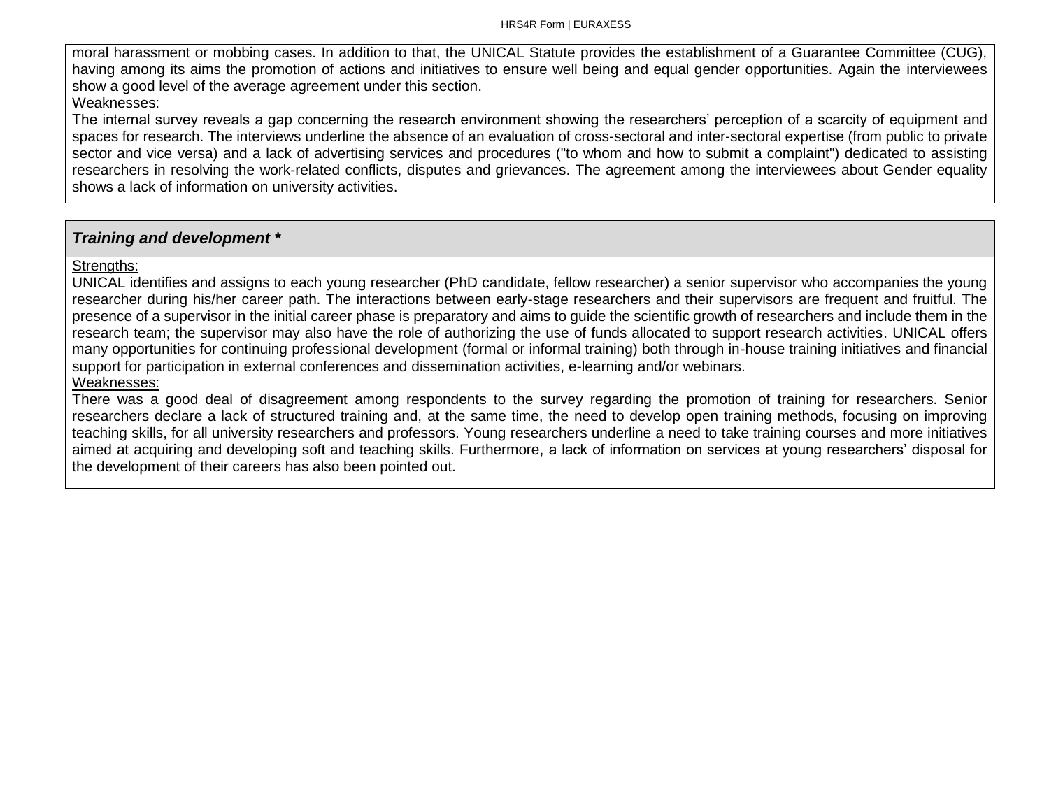moral harassment or mobbing cases. In addition to that, the UNICAL Statute provides the establishment of a Guarantee Committee (CUG), having among its aims the promotion of actions and initiatives to ensure well being and equal gender opportunities. Again the interviewees show a good level of the average agreement under this section.

<u>Weaknesses:</u>

The internal survey reveals a gap concerning the research environment showing the researchers' perception of a scarcity of equipment and spaces for research. The interviews underline the absence of an evaluation of cross-sectoral and inter-sectoral expertise (from public to private sector and vice versa) and a lack of advertising services and procedures ("to whom and how to submit a complaint") dedicated to assisting researchers in resolving the work-related conflicts, disputes and grievances. The agreement among the interviewees about Gender equality shows a lack of information on university activities.

### ***Training and development \****

<u>Strengths:</u>

UNICAL identifies and assigns to each young researcher (PhD candidate, fellow researcher) a senior supervisor who accompanies the young researcher during his/her career path. The interactions between early-stage researchers and their supervisors are frequent and fruitful. The presence of a supervisor in the initial career phase is preparatory and aims to guide the scientific growth of researchers and include them in the research team; the supervisor may also have the role of authorizing the use of funds allocated to support research activities. UNICAL offers many opportunities for continuing professional development (formal or informal training) both through in-house training initiatives and financial support for participation in external conferences and dissemination activities, e-learning and/or webinars.

<u>Weaknesses:</u>

There was a good deal of disagreement among respondents to the survey regarding the promotion of training for researchers. Senior researchers declare a lack of structured training and, at the same time, the need to develop open training methods, focusing on improving teaching skills, for all university researchers and professors. Young researchers underline a need to take training courses and more initiatives aimed at acquiring and developing soft and teaching skills. Furthermore, a lack of information on services at young researchers' disposal for the development of their careers has also been pointed out.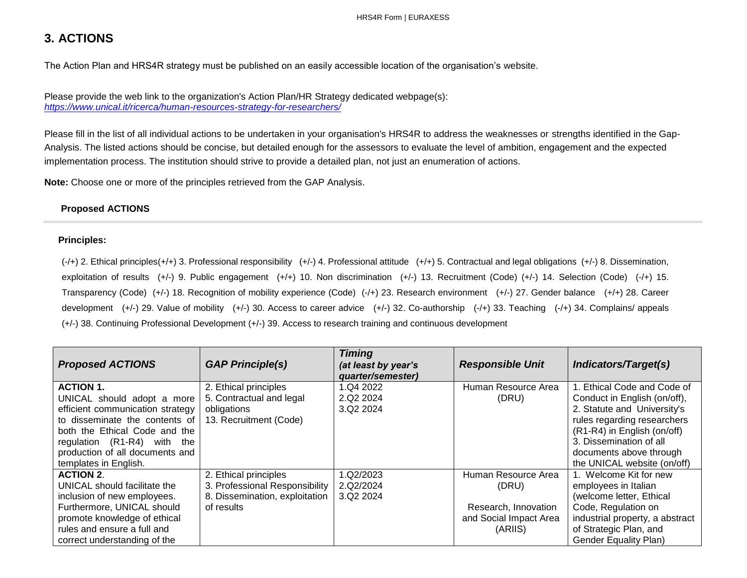## 3. ACTIONS

The Action Plan and HRS4R strategy must be published on an easily accessible location of the organisation's website.

Please provide the web link to the organization's Action Plan/HR Strategy dedicated webpage(s):
*https://www.unical.it/ricerca/human-resources-strategy-for-researchers/*

Please fill in the list of all individual actions to be undertaken in your organisation's HRS4R to address the weaknesses or strengths identified in the Gap-Analysis. The listed actions should be concise, but detailed enough for the assessors to evaluate the level of ambition, engagement and the expected implementation process. The institution should strive to provide a detailed plan, not just an enumeration of actions.

**Note:** Choose one or more of the principles retrieved from the GAP Analysis.

**Proposed ACTIONS**

**Principles:**

(-/+) 2. Ethical principles(+/+) 3. Professional responsibility (+/-) 4. Professional attitude (+/+) 5. Contractual and legal obligations (+/-) 8. Dissemination, exploitation of results (+/-) 9. Public engagement (+/+) 10. Non discrimination (+/-) 13. Recruitment (Code) (+/-) 14. Selection (Code) (-/+) 15. Transparency (Code) (+/-) 18. Recognition of mobility experience (Code) (-/+) 23. Research environment (+/-) 27. Gender balance (+/+) 28. Career development (+/-) 29. Value of mobility (+/-) 30. Access to career advice (+/-) 32. Co-authorship (-/+) 33. Teaching (-/+) 34. Complains/ appeals (+/-) 38. Continuing Professional Development (+/-) 39. Access to research training and continuous development

| *Proposed ACTIONS* | *GAP Principle(s)* | *Timing (at least by year's quarter/semester)* | *Responsible Unit* | *Indicators/Target(s)* |
|---|---|---|---|---|
| **ACTION 1.** UNICAL should adopt a more efficient communication strategy to disseminate the contents of both the Ethical Code and the regulation (R1-R4) with the production of all documents and templates in English. | 2. Ethical principles<br>5. Contractual and legal obligations<br>13. Recruitment (Code) | 1.Q4 2022<br>2.Q2 2024<br>3.Q2 2024 | Human Resource Area (DRU) | 1. Ethical Code and Code of Conduct in English (on/off),<br>2. Statute and University's rules regarding researchers (R1-R4) in English (on/off)<br>3. Dissemination of all documents above through the UNICAL website (on/off) |
| **ACTION 2**. UNICAL should facilitate the inclusion of new employees. Furthermore, UNICAL should promote knowledge of ethical rules and ensure a full and correct understanding of the | 2. Ethical principles<br>3. Professional Responsibility<br>8. Dissemination, exploitation of results | 1.Q2/2023<br>2.Q2/2024<br>3.Q2 2024 | Human Resource Area (DRU)<br><br>Research, Innovation and Social Impact Area (ARIIS) | 1. Welcome Kit for new employees in Italian (welcome letter, Ethical Code, Regulation on industrial property, a abstract of Strategic Plan, and Gender Equality Plan) |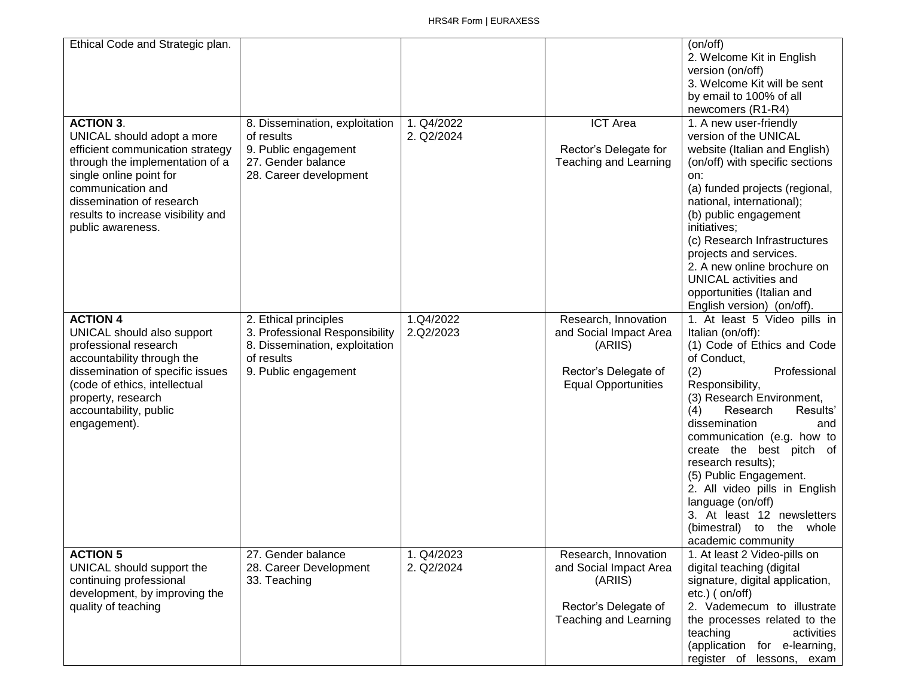| | | | | |
|---|---|---|---|---|
| Ethical Code and Strategic plan. | | | | (on/off)<br>2. Welcome Kit in English version (on/off)<br>3. Welcome Kit will be sent by email to 100% of all newcomers (R1-R4) |
| **ACTION 3**.<br>UNICAL should adopt a more efficient communication strategy through the implementation of a single online point for communication and dissemination of research results to increase visibility and public awareness. | 8. Dissemination, exploitation of results<br>9. Public engagement<br>27. Gender balance<br>28. Career development | 1. Q4/2022<br>2. Q2/2024 | ICT Area<br><br>Rector's Delegate for Teaching and Learning | 1. A new user-friendly version of the UNICAL website (Italian and English) (on/off) with specific sections on:<br>(a) funded projects (regional, national, international);<br>(b) public engagement initiatives;<br>(c) Research Infrastructures projects and services.<br>2. A new online brochure on UNICAL activities and opportunities (Italian and English version) (on/off). |
| **ACTION 4**<br>UNICAL should also support professional research accountability through the dissemination of specific issues (code of ethics, intellectual property, research accountability, public engagement). | 2. Ethical principles<br>3. Professional Responsibility<br>8. Dissemination, exploitation of results<br>9. Public engagement | 1.Q4/2022<br>2.Q2/2023 | Research, Innovation and Social Impact Area (ARIIS)<br><br>Rector's Delegate of Equal Opportunities | 1. At least 5 Video pills in Italian (on/off):<br>(1) Code of Ethics and Code of Conduct,<br>(2) Professional Responsibility,<br>(3) Research Environment,<br>(4) Research Results' dissemination and communication (e.g. how to create the best pitch of research results);<br>(5) Public Engagement.<br>2. All video pills in English language (on/off)<br>3. At least 12 newsletters (bimestral) to the whole academic community |
| **ACTION 5**<br>UNICAL should support the continuing professional development, by improving the quality of teaching | 27. Gender balance<br>28. Career Development<br>33. Teaching | 1. Q4/2023<br>2. Q2/2024 | Research, Innovation and Social Impact Area (ARIIS)<br><br>Rector's Delegate of Teaching and Learning | 1. At least 2 Video-pills on digital teaching (digital signature, digital application, etc.) ( on/off)<br>2. Vademecum to illustrate the processes related to the teaching activities (application for e-learning, register of lessons, exam |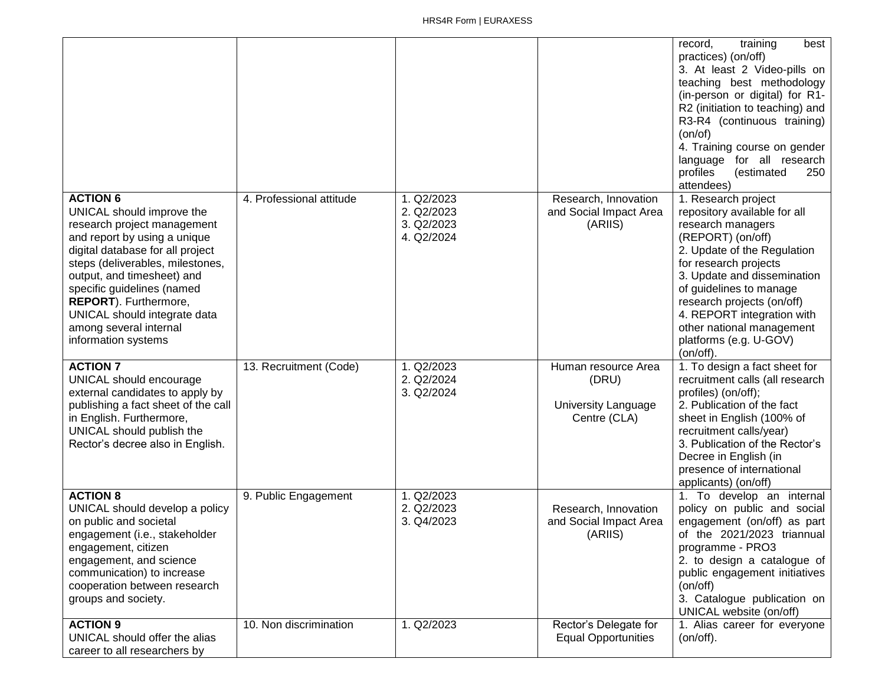| | | | | |
|---|---|---|---|---|
| | | | | record, training best practices) (on/off)<br>3. At least 2 Video-pills on teaching best methodology (in-person or digital) for R1-R2 (initiation to teaching) and R3-R4 (continuous training) (on/of)<br>4. Training course on gender language for all research profiles (estimated 250 attendees) |
| **ACTION 6**<br>UNICAL should improve the research project management and report by using a unique digital database for all project steps (deliverables, milestones, output, and timesheet) and specific guidelines (named **REPORT**). Furthermore, UNICAL should integrate data among several internal information systems | 4. Professional attitude | 1. Q2/2023<br>2. Q2/2023<br>3. Q2/2023<br>4. Q2/2024 | Research, Innovation and Social Impact Area (ARIIS) | 1. Research project repository available for all research managers (REPORT) (on/off)<br>2. Update of the Regulation for research projects<br>3. Update and dissemination of guidelines to manage research projects (on/off)<br>4. REPORT integration with other national management platforms (e.g. U-GOV) (on/off). |
| **ACTION 7**<br>UNICAL should encourage external candidates to apply by publishing a fact sheet of the call in English. Furthermore, UNICAL should publish the Rector's decree also in English. | 13. Recruitment (Code) | 1. Q2/2023<br>2. Q2/2024<br>3. Q2/2024 | Human resource Area (DRU)<br><br>University Language Centre (CLA) | 1. To design a fact sheet for recruitment calls (all research profiles) (on/off);<br>2. Publication of the fact sheet in English (100% of recruitment calls/year)<br>3. Publication of the Rector's Decree in English (in presence of international applicants) (on/off) |
| **ACTION 8**<br>UNICAL should develop a policy on public and societal engagement (i.e., stakeholder engagement, citizen engagement, and science communication) to increase cooperation between research groups and society. | 9. Public Engagement | 1. Q2/2023<br>2. Q2/2023<br>3. Q4/2023 | Research, Innovation and Social Impact Area (ARIIS) | 1. To develop an internal policy on public and social engagement (on/off) as part of the 2021/2023 triannual programme - PRO3<br>2. to design a catalogue of public engagement initiatives (on/off)<br>3. Catalogue publication on UNICAL website (on/off) |
| **ACTION 9**<br>UNICAL should offer the alias career to all researchers by | 10. Non discrimination | 1. Q2/2023 | Rector's Delegate for Equal Opportunities | 1. Alias career for everyone (on/off). |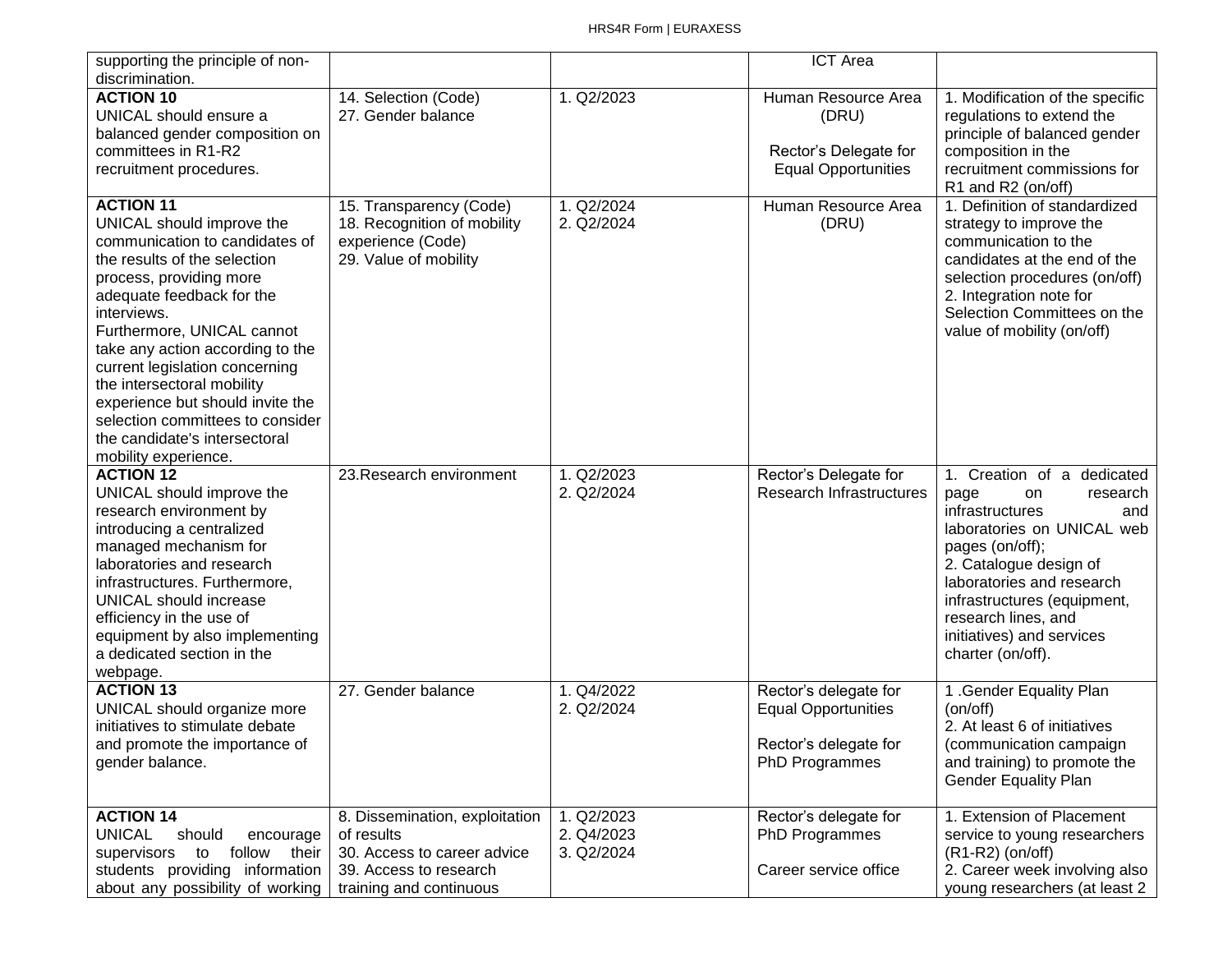| | | | | |
|---|---|---|---|---|
| supporting the principle of non-discrimination. | | | ICT Area | |
| **ACTION 10**<br>UNICAL should ensure a balanced gender composition on committees in R1-R2 recruitment procedures. | 14. Selection (Code)<br>27. Gender balance | 1. Q2/2023 | Human Resource Area (DRU)<br><br>Rector's Delegate for Equal Opportunities | 1. Modification of the specific regulations to extend the principle of balanced gender composition in the recruitment commissions for R1 and R2 (on/off) |
| **ACTION 11**<br>UNICAL should improve the communication to candidates of the results of the selection process, providing more adequate feedback for the interviews.<br>Furthermore, UNICAL cannot take any action according to the current legislation concerning the intersectoral mobility experience but should invite the selection committees to consider the candidate's intersectoral mobility experience. | 15. Transparency (Code)<br>18. Recognition of mobility experience (Code)<br>29. Value of mobility | 1. Q2/2024<br>2. Q2/2024 | Human Resource Area (DRU) | 1. Definition of standardized strategy to improve the communication to the candidates at the end of the selection procedures (on/off)<br>2. Integration note for Selection Committees on the value of mobility (on/off) |
| **ACTION 12**<br>UNICAL should improve the research environment by introducing a centralized managed mechanism for laboratories and research infrastructures. Furthermore, UNICAL should increase efficiency in the use of equipment by also implementing a dedicated section in the webpage. | 23.Research environment | 1. Q2/2023<br>2. Q2/2024 | Rector's Delegate for Research Infrastructures | 1. Creation of a dedicated page on research infrastructures and laboratories on UNICAL web pages (on/off);<br>2. Catalogue design of laboratories and research infrastructures (equipment, research lines, and initiatives) and services charter (on/off). |
| **ACTION 13**<br>UNICAL should organize more initiatives to stimulate debate and promote the importance of gender balance. | 27. Gender balance | 1. Q4/2022<br>2. Q2/2024 | Rector's delegate for Equal Opportunities<br><br>Rector's delegate for PhD Programmes | 1 .Gender Equality Plan (on/off)<br>2. At least 6 of initiatives (communication campaign and training) to promote the Gender Equality Plan |
| **ACTION 14**<br>UNICAL should encourage supervisors to follow their students providing information about any possibility of working | 8. Dissemination, exploitation of results<br>30. Access to career advice<br>39. Access to research training and continuous | 1. Q2/2023<br>2. Q4/2023<br>3. Q2/2024 | Rector's delegate for PhD Programmes<br><br>Career service office | 1. Extension of Placement service to young researchers (R1-R2) (on/off)<br>2. Career week involving also young researchers (at least 2 |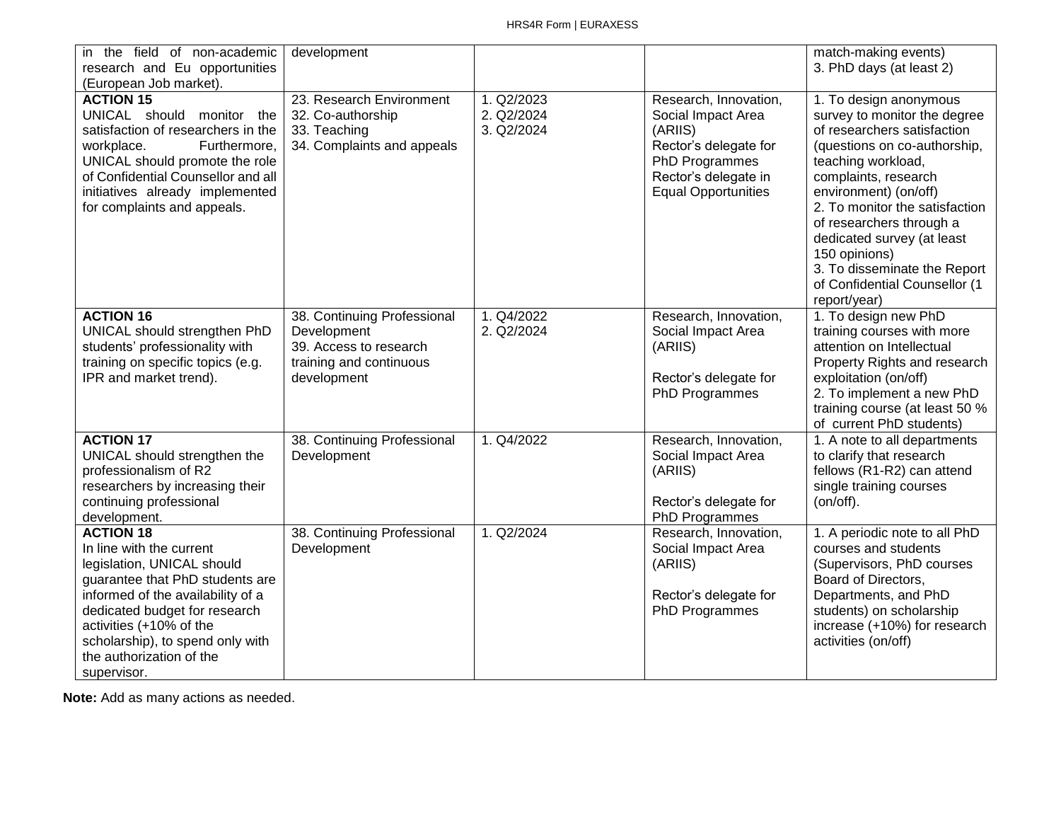| | | | | |
|---|---|---|---|---|
| in the field of non-academic research and Eu opportunities (European Job market). | development | | | match-making events)<br>3. PhD days (at least 2) |
| **ACTION 15**<br>UNICAL should monitor the satisfaction of researchers in the workplace. Furthermore, UNICAL should promote the role of Confidential Counsellor and all initiatives already implemented for complaints and appeals. | 23. Research Environment<br>32. Co-authorship<br>33. Teaching<br>34. Complaints and appeals | 1. Q2/2023<br>2. Q2/2024<br>3. Q2/2024 | Research, Innovation, Social Impact Area (ARIIS)<br>Rector's delegate for PhD Programmes<br>Rector's delegate in Equal Opportunities | 1. To design anonymous survey to monitor the degree of researchers satisfaction (questions on co-authorship, teaching workload, complaints, research environment) (on/off)<br>2. To monitor the satisfaction of researchers through a dedicated survey (at least 150 opinions)<br>3. To disseminate the Report of Confidential Counsellor (1 report/year) |
| **ACTION 16**<br>UNICAL should strengthen PhD students' professionality with training on specific topics (e.g. IPR and market trend). | 38. Continuing Professional Development<br>39. Access to research training and continuous development | 1. Q4/2022<br>2. Q2/2024 | Research, Innovation, Social Impact Area (ARIIS)<br><br>Rector's delegate for PhD Programmes | 1. To design new PhD training courses with more attention on Intellectual Property Rights and research exploitation (on/off)<br>2. To implement a new PhD training course (at least 50 % of current PhD students) |
| **ACTION 17**<br>UNICAL should strengthen the professionalism of R2 researchers by increasing their continuing professional development. | 38. Continuing Professional Development | 1. Q4/2022 | Research, Innovation, Social Impact Area (ARIIS)<br><br>Rector's delegate for PhD Programmes | 1. A note to all departments to clarify that research fellows (R1-R2) can attend single training courses (on/off). |
| **ACTION 18**<br>In line with the current legislation, UNICAL should guarantee that PhD students are informed of the availability of a dedicated budget for research activities (+10% of the scholarship), to spend only with the authorization of the supervisor. | 38. Continuing Professional Development | 1. Q2/2024 | Research, Innovation, Social Impact Area (ARIIS)<br><br>Rector's delegate for PhD Programmes | 1. A periodic note to all PhD courses and students (Supervisors, PhD courses Board of Directors, Departments, and PhD students) on scholarship increase (+10%) for research activities (on/off) |

**Note:** Add as many actions as needed.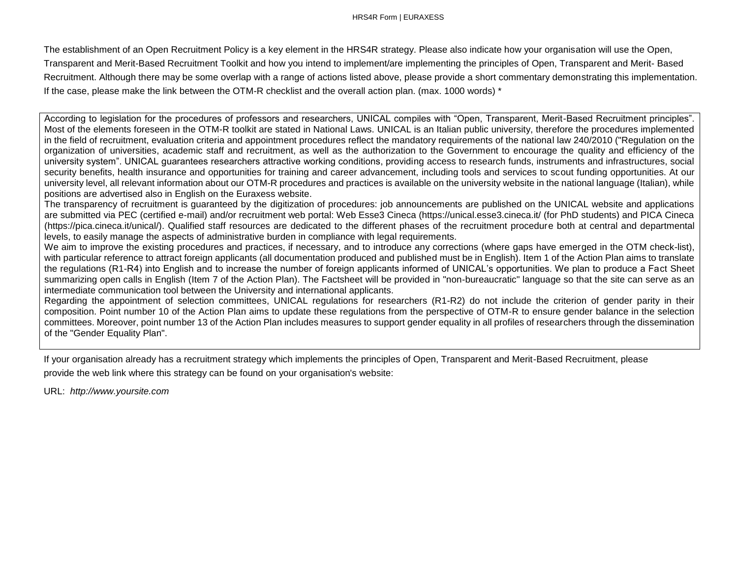The establishment of an Open Recruitment Policy is a key element in the HRS4R strategy. Please also indicate how your organisation will use the Open, Transparent and Merit-Based Recruitment Toolkit and how you intend to implement/are implementing the principles of Open, Transparent and Merit- Based Recruitment. Although there may be some overlap with a range of actions listed above, please provide a short commentary demonstrating this implementation. If the case, please make the link between the OTM-R checklist and the overall action plan. (max. 1000 words) *

According to legislation for the procedures of professors and researchers, UNICAL compiles with "Open, Transparent, Merit-Based Recruitment principles". Most of the elements foreseen in the OTM-R toolkit are stated in National Laws. UNICAL is an Italian public university, therefore the procedures implemented in the field of recruitment, evaluation criteria and appointment procedures reflect the mandatory requirements of the national law 240/2010 ("Regulation on the organization of universities, academic staff and recruitment, as well as the authorization to the Government to encourage the quality and efficiency of the university system". UNICAL guarantees researchers attractive working conditions, providing access to research funds, instruments and infrastructures, social security benefits, health insurance and opportunities for training and career advancement, including tools and services to scout funding opportunities. At our university level, all relevant information about our OTM-R procedures and practices is available on the university website in the national language (Italian), while positions are advertised also in English on the Euraxess website.

The transparency of recruitment is guaranteed by the digitization of procedures: job announcements are published on the UNICAL website and applications are submitted via PEC (certified e-mail) and/or recruitment web portal: Web Esse3 Cineca (https://unical.esse3.cineca.it/ (for PhD students) and PICA Cineca (https://pica.cineca.it/unical/). Qualified staff resources are dedicated to the different phases of the recruitment procedure both at central and departmental levels, to easily manage the aspects of administrative burden in compliance with legal requirements.

We aim to improve the existing procedures and practices, if necessary, and to introduce any corrections (where gaps have emerged in the OTM check-list), with particular reference to attract foreign applicants (all documentation produced and published must be in English). Item 1 of the Action Plan aims to translate the regulations (R1-R4) into English and to increase the number of foreign applicants informed of UNICAL's opportunities. We plan to produce a Fact Sheet summarizing open calls in English (Item 7 of the Action Plan). The Factsheet will be provided in "non-bureaucratic" language so that the site can serve as an intermediate communication tool between the University and international applicants.

Regarding the appointment of selection committees, UNICAL regulations for researchers (R1-R2) do not include the criterion of gender parity in their composition. Point number 10 of the Action Plan aims to update these regulations from the perspective of OTM-R to ensure gender balance in the selection committees. Moreover, point number 13 of the Action Plan includes measures to support gender equality in all profiles of researchers through the dissemination of the "Gender Equality Plan".

If your organisation already has a recruitment strategy which implements the principles of Open, Transparent and Merit-Based Recruitment, please provide the web link where this strategy can be found on your organisation's website:

URL: *http://www.yoursite.com*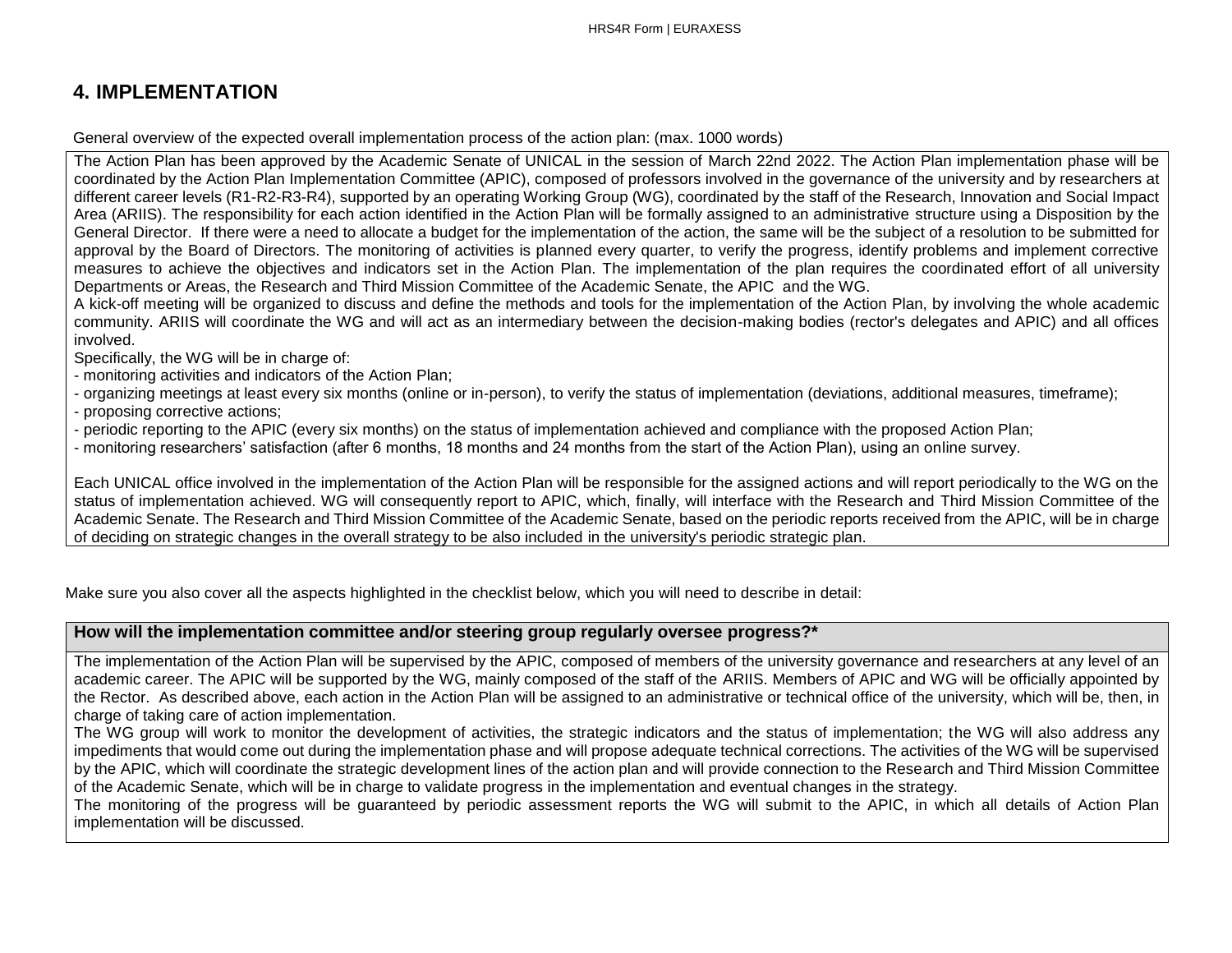## 4. IMPLEMENTATION

General overview of the expected overall implementation process of the action plan: (max. 1000 words)

The Action Plan has been approved by the Academic Senate of UNICAL in the session of March 22nd 2022. The Action Plan implementation phase will be coordinated by the Action Plan Implementation Committee (APIC), composed of professors involved in the governance of the university and by researchers at different career levels (R1-R2-R3-R4), supported by an operating Working Group (WG), coordinated by the staff of the Research, Innovation and Social Impact Area (ARIIS). The responsibility for each action identified in the Action Plan will be formally assigned to an administrative structure using a Disposition by the General Director. If there were a need to allocate a budget for the implementation of the action, the same will be the subject of a resolution to be submitted for approval by the Board of Directors. The monitoring of activities is planned every quarter, to verify the progress, identify problems and implement corrective measures to achieve the objectives and indicators set in the Action Plan. The implementation of the plan requires the coordinated effort of all university Departments or Areas, the Research and Third Mission Committee of the Academic Senate, the APIC and the WG.

A kick-off meeting will be organized to discuss and define the methods and tools for the implementation of the Action Plan, by involving the whole academic community. ARIIS will coordinate the WG and will act as an intermediary between the decision-making bodies (rector's delegates and APIC) and all offices involved.

Specifically, the WG will be in charge of:

- monitoring activities and indicators of the Action Plan;
- organizing meetings at least every six months (online or in-person), to verify the status of implementation (deviations, additional measures, timeframe);
- proposing corrective actions;
- periodic reporting to the APIC (every six months) on the status of implementation achieved and compliance with the proposed Action Plan;
- monitoring researchers' satisfaction (after 6 months, 18 months and 24 months from the start of the Action Plan), using an online survey.

Each UNICAL office involved in the implementation of the Action Plan will be responsible for the assigned actions and will report periodically to the WG on the status of implementation achieved. WG will consequently report to APIC, which, finally, will interface with the Research and Third Mission Committee of the Academic Senate. The Research and Third Mission Committee of the Academic Senate, based on the periodic reports received from the APIC, will be in charge of deciding on strategic changes in the overall strategy to be also included in the university's periodic strategic plan.

Make sure you also cover all the aspects highlighted in the checklist below, which you will need to describe in detail:

**How will the implementation committee and/or steering group regularly oversee progress?***

The implementation of the Action Plan will be supervised by the APIC, composed of members of the university governance and researchers at any level of an academic career. The APIC will be supported by the WG, mainly composed of the staff of the ARIIS. Members of APIC and WG will be officially appointed by the Rector. As described above, each action in the Action Plan will be assigned to an administrative or technical office of the university, which will be, then, in charge of taking care of action implementation.

The WG group will work to monitor the development of activities, the strategic indicators and the status of implementation; the WG will also address any impediments that would come out during the implementation phase and will propose adequate technical corrections. The activities of the WG will be supervised by the APIC, which will coordinate the strategic development lines of the action plan and will provide connection to the Research and Third Mission Committee of the Academic Senate, which will be in charge to validate progress in the implementation and eventual changes in the strategy.

The monitoring of the progress will be guaranteed by periodic assessment reports the WG will submit to the APIC, in which all details of Action Plan implementation will be discussed.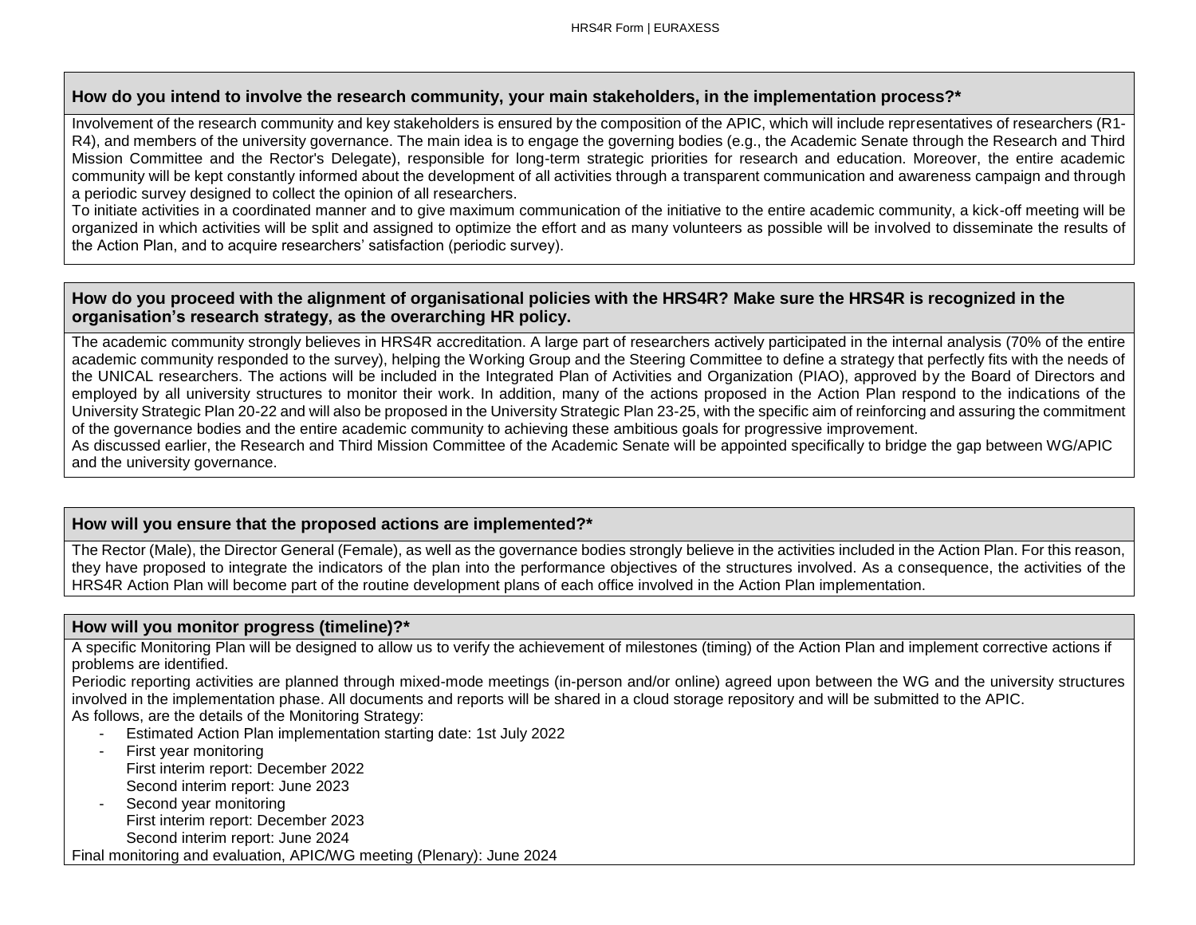**How do you intend to involve the research community, your main stakeholders, in the implementation process?***

Involvement of the research community and key stakeholders is ensured by the composition of the APIC, which will include representatives of researchers (R1-R4), and members of the university governance. The main idea is to engage the governing bodies (e.g., the Academic Senate through the Research and Third Mission Committee and the Rector's Delegate), responsible for long-term strategic priorities for research and education. Moreover, the entire academic community will be kept constantly informed about the development of all activities through a transparent communication and awareness campaign and through a periodic survey designed to collect the opinion of all researchers.
To initiate activities in a coordinated manner and to give maximum communication of the initiative to the entire academic community, a kick-off meeting will be organized in which activities will be split and assigned to optimize the effort and as many volunteers as possible will be involved to disseminate the results of the Action Plan, and to acquire researchers' satisfaction (periodic survey).

**How do you proceed with the alignment of organisational policies with the HRS4R? Make sure the HRS4R is recognized in the organisation's research strategy, as the overarching HR policy.**

The academic community strongly believes in HRS4R accreditation. A large part of researchers actively participated in the internal analysis (70% of the entire academic community responded to the survey), helping the Working Group and the Steering Committee to define a strategy that perfectly fits with the needs of the UNICAL researchers. The actions will be included in the Integrated Plan of Activities and Organization (PIAO), approved by the Board of Directors and employed by all university structures to monitor their work. In addition, many of the actions proposed in the Action Plan respond to the indications of the University Strategic Plan 20-22 and will also be proposed in the University Strategic Plan 23-25, with the specific aim of reinforcing and assuring the commitment of the governance bodies and the entire academic community to achieving these ambitious goals for progressive improvement.
As discussed earlier, the Research and Third Mission Committee of the Academic Senate will be appointed specifically to bridge the gap between WG/APIC and the university governance.

**How will you ensure that the proposed actions are implemented?***

The Rector (Male), the Director General (Female), as well as the governance bodies strongly believe in the activities included in the Action Plan. For this reason, they have proposed to integrate the indicators of the plan into the performance objectives of the structures involved. As a consequence, the activities of the HRS4R Action Plan will become part of the routine development plans of each office involved in the Action Plan implementation.

**How will you monitor progress (timeline)?***

A specific Monitoring Plan will be designed to allow us to verify the achievement of milestones (timing) of the Action Plan and implement corrective actions if problems are identified.
Periodic reporting activities are planned through mixed-mode meetings (in-person and/or online) agreed upon between the WG and the university structures involved in the implementation phase. All documents and reports will be shared in a cloud storage repository and will be submitted to the APIC.
As follows, are the details of the Monitoring Strategy:

- Estimated Action Plan implementation starting date: 1st July 2022
- First year monitoring
  First interim report: December 2022
  Second interim report: June 2023
- Second year monitoring
  First interim report: December 2023
  Second interim report: June 2024

Final monitoring and evaluation, APIC/WG meeting (Plenary): June 2024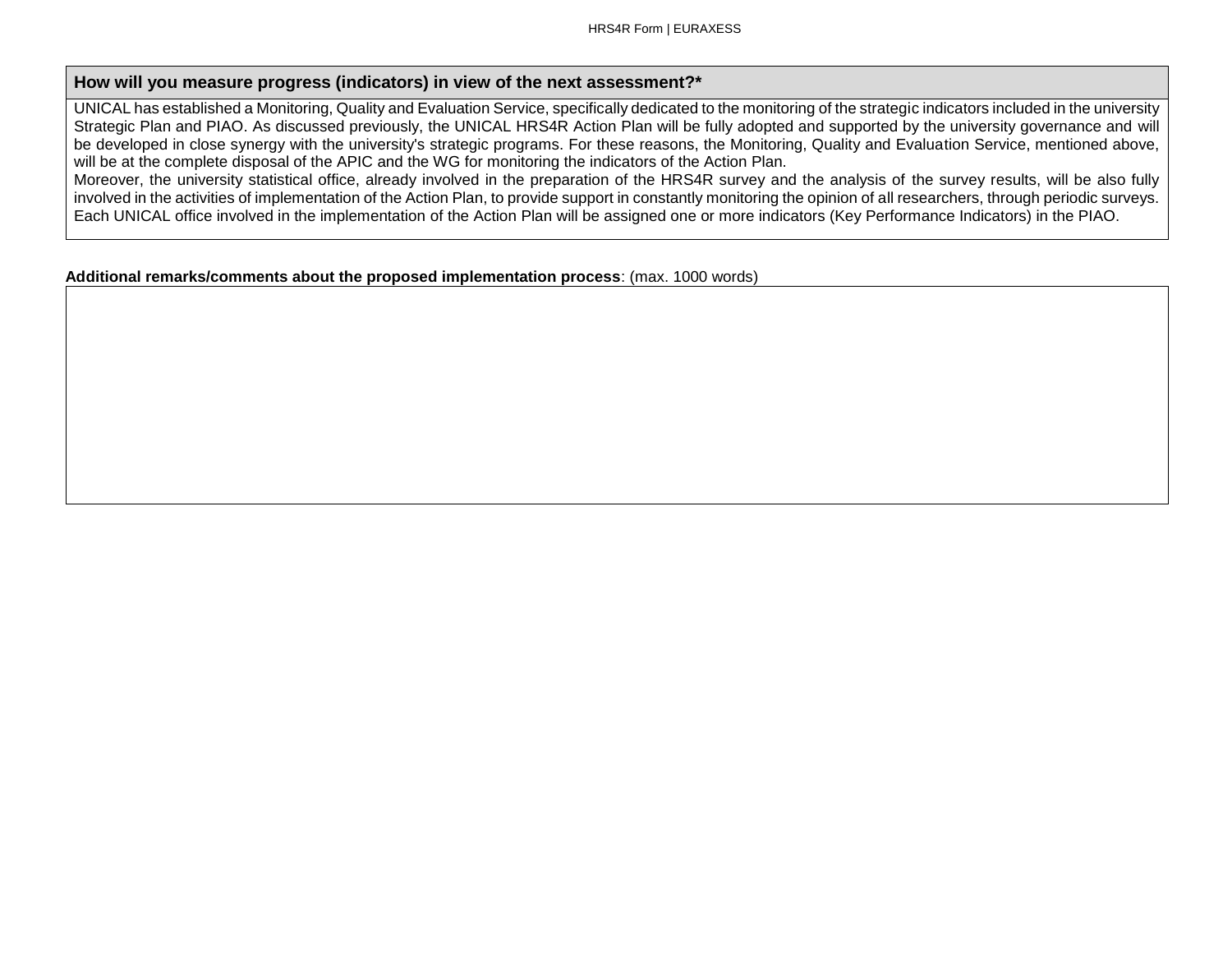**How will you measure progress (indicators) in view of the next assessment?***

UNICAL has established a Monitoring, Quality and Evaluation Service, specifically dedicated to the monitoring of the strategic indicators included in the university Strategic Plan and PIAO. As discussed previously, the UNICAL HRS4R Action Plan will be fully adopted and supported by the university governance and will be developed in close synergy with the university's strategic programs. For these reasons, the Monitoring, Quality and Evaluation Service, mentioned above, will be at the complete disposal of the APIC and the WG for monitoring the indicators of the Action Plan.
Moreover, the university statistical office, already involved in the preparation of the HRS4R survey and the analysis of the survey results, will be also fully involved in the activities of implementation of the Action Plan, to provide support in constantly monitoring the opinion of all researchers, through periodic surveys.
Each UNICAL office involved in the implementation of the Action Plan will be assigned one or more indicators (Key Performance Indicators) in the PIAO.

**Additional remarks/comments about the proposed implementation process**: (max. 1000 words)